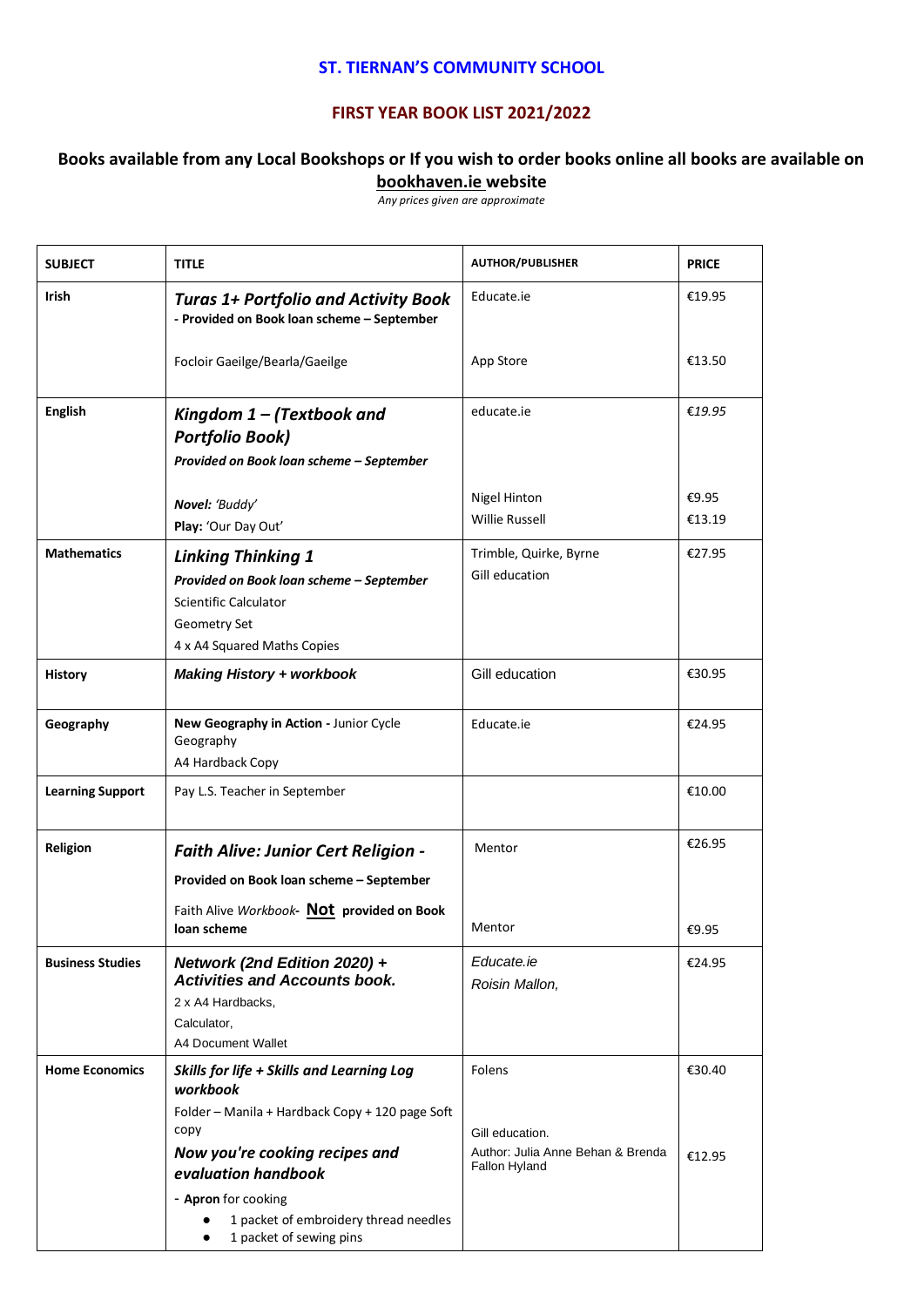# ST. TIERNAN'S COMMUNITY SCHOOL

## FIRST YEAR BOOK LIST 2021/2022

### Books available from any Local Bookshops or If you wish to order books online all books are available on bookhaven.ie website

*Any prices given are approximate*

| SUBJECT | TITLE | AUTHOR/PUBLISHER | PRICE |
|---|---|---|---|
| **Irish** | ***Turas 1+ Portfolio and Activity Book*** **- Provided on Book loan scheme – September**<br><br>Focloir Gaeilge/Bearla/Gaeilge | Educate.ie<br><br>App Store | €19.95<br><br>€13.50 |
| **English** | ***Kingdom 1 – (Textbook and Portfolio Book)*** ***Provided on Book loan scheme – September***<br><br>***Novel:*** *'Buddy'*<br>**Play:** 'Our Day Out' | educate.ie<br><br>Nigel Hinton<br>Willie Russell | *€19.95*<br><br>€9.95<br>€13.19 |
| **Mathematics** | ***Linking Thinking 1*** ***Provided on Book loan scheme – September***<br>Scientific Calculator<br>Geometry Set<br>4 x A4 Squared Maths Copies | Trimble, Quirke, Byrne<br>Gill education | €27.95 |
| **History** | ***Making History + workbook*** | Gill education | €30.95 |
| **Geography** | **New Geography in Action -** Junior Cycle Geography<br>A4 Hardback Copy | Educate.ie | €24.95 |
| **Learning Support** | Pay L.S. Teacher in September | | €10.00 |
| **Religion** | ***Faith Alive: Junior Cert Religion -*** **Provided on Book loan scheme – September**<br><br>Faith Alive *Workbook*- **Not provided on Book loan scheme** | Mentor<br><br>Mentor | €26.95<br><br>€9.95 |
| **Business Studies** | ***Network (2nd Edition 2020) + Activities and Accounts book.***<br>2 x A4 Hardbacks,<br>Calculator,<br>A4 Document Wallet | *Educate.ie*<br>*Roisin Mallon,* | €24.95 |
| **Home Economics** | ***Skills for life + Skills and Learning Log workbook***<br>Folder – Manila + Hardback Copy + 120 page Soft copy<br>***Now you're cooking recipes and evaluation handbook***<br>- **Apron** for cooking<br>• 1 packet of embroidery thread needles<br>• 1 packet of sewing pins | Folens<br><br>Gill education.<br>Author: Julia Anne Behan & Brenda Fallon Hyland | €30.40<br><br>€12.95 |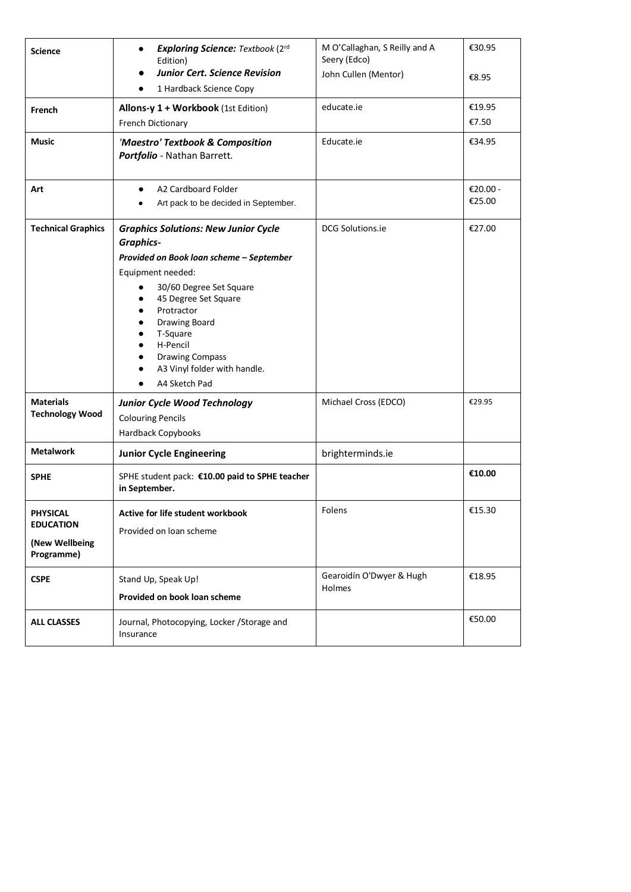| Science | • ***Exploring Science:*** *Textbook* (2nd Edition)<br>• ***Junior Cert. Science Revision***<br>• 1 Hardback Science Copy | M O'Callaghan, S Reilly and A Seery (Edco)<br>John Cullen (Mentor) | €30.95<br>€8.95 |
|---|---|---|---|
| **French** | **Allons-y 1 + Workbook** (1st Edition)<br>French Dictionary | educate.ie | €19.95<br>€7.50 |
| **Music** | ***'Maestro' Textbook & Composition Portfolio*** - Nathan Barrett. | Educate.ie | €34.95 |
| **Art** | • A2 Cardboard Folder<br>• Art pack to be decided in September. | | €20.00 - €25.00 |
| **Technical Graphics** | ***Graphics Solutions: New Junior Cycle Graphics-***<br>***Provided on Book loan scheme – September***<br>Equipment needed:<br>• 30/60 Degree Set Square<br>• 45 Degree Set Square<br>• Protractor<br>• Drawing Board<br>• T-Square<br>• H-Pencil<br>• Drawing Compass<br>• A3 Vinyl folder with handle.<br>• A4 Sketch Pad | DCG Solutions.ie | €27.00 |
| **Materials Technology Wood** | ***Junior Cycle Wood Technology***<br>Colouring Pencils<br>Hardback Copybooks | Michael Cross (EDCO) | €29.95 |
| **Metalwork** | **Junior Cycle Engineering** | brighterminds.ie | |
| **SPHE** | SPHE student pack: **€10.00 paid to SPHE teacher in September.** | | **€10.00** |
| **PHYSICAL EDUCATION**<br>**(New Wellbeing Programme)** | **Active for life student workbook**<br>Provided on loan scheme | Folens | €15.30 |
| **CSPE** | Stand Up, Speak Up!<br>**Provided on book loan scheme** | Gearoidín O'Dwyer & Hugh Holmes | €18.95 |
| **ALL CLASSES** | Journal, Photocopying, Locker /Storage and Insurance | | €50.00 |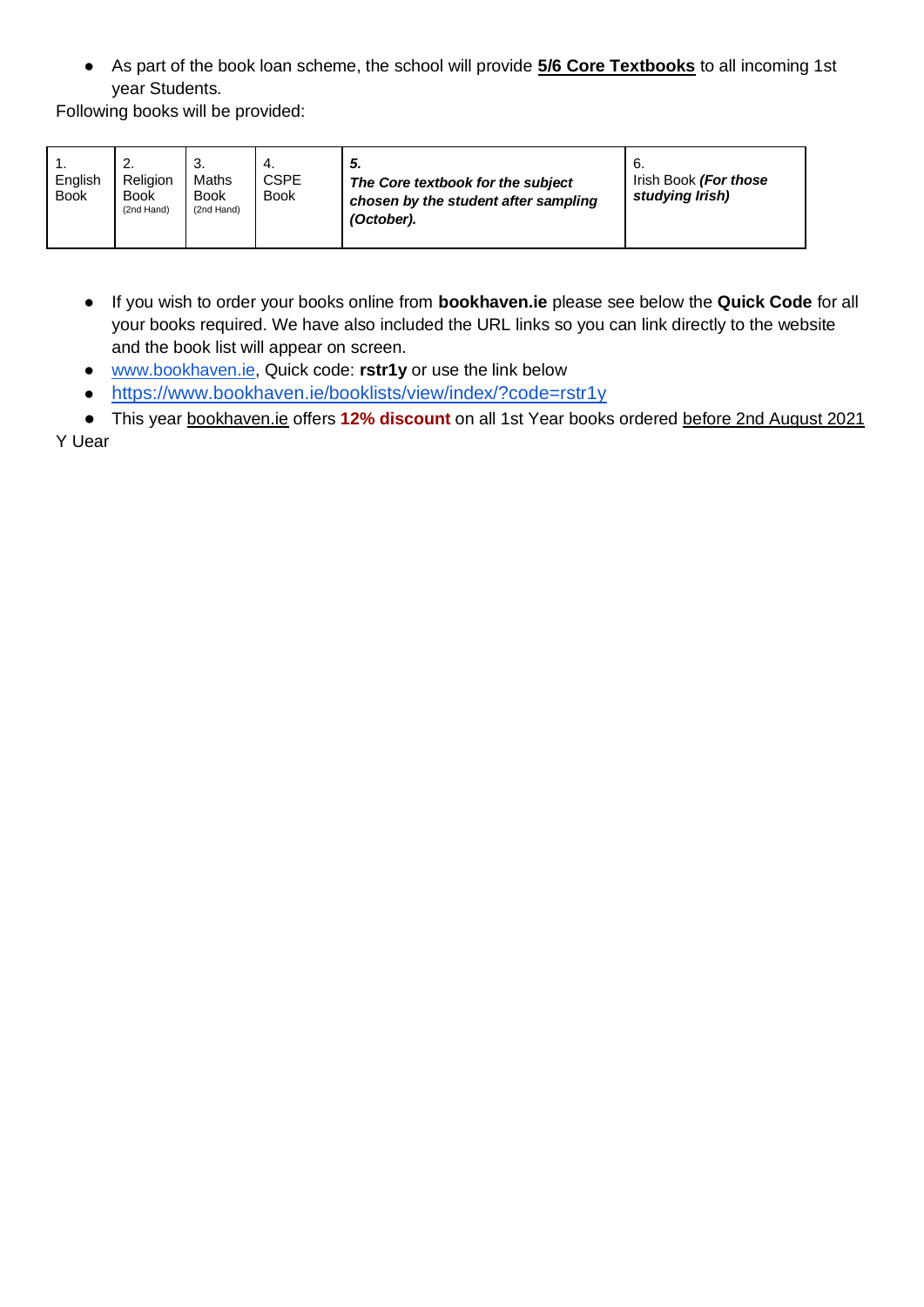- As part of the book loan scheme, the school will provide **5/6 Core Textbooks** to all incoming 1st year Students.

Following books will be provided:

| | | | | | |
|---|---|---|---|---|---|
| 1. English Book | 2. Religion Book (2nd Hand) | 3. Maths Book (2nd Hand) | 4. CSPE Book | ***5. The Core textbook for the subject chosen by the student after sampling (October).*** | 6. Irish Book ***(For those studying Irish)*** |

- If you wish to order your books online from **bookhaven.ie** please see below the **Quick Code** for all your books required. We have also included the URL links so you can link directly to the website and the book list will appear on screen.
- www.bookhaven.ie, Quick code: **rstr1y** or use the link below
- https://www.bookhaven.ie/booklists/view/index/?code=rstr1y
- This year bookhaven.ie offers **12% discount** on all 1st Year books ordered before 2nd August 2021

Y Uear